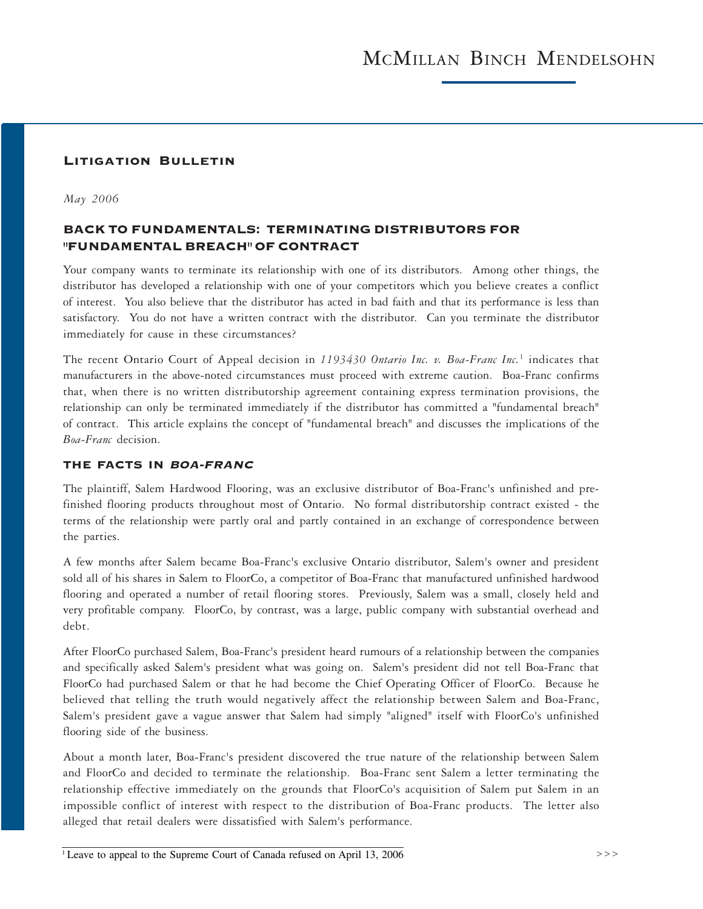McMillan Binch Mendelsohn

## Litigation Bulletin

*May 2006*

## BACK TO FUNDAMENTALS: TERMINATING DISTRIBUTORS FOR "FUNDAMENTAL BREACH" OF CONTRACT

Your company wants to terminate its relationship with one of its distributors. Among other things, the distributor has developed a relationship with one of your competitors which you believe creates a conflict of interest. You also believe that the distributor has acted in bad faith and that its performance is less than satisfactory. You do not have a written contract with the distributor. Can you terminate the distributor immediately for cause in these circumstances?

The recent Ontario Court of Appeal decision in *1193430 Ontario Inc. v. Boa-Franc Inc.*[1] indicates that manufacturers in the above-noted circumstances must proceed with extreme caution. Boa-Franc confirms that, when there is no written distributorship agreement containing express termination provisions, the relationship can only be terminated immediately if the distributor has committed a "fundamental breach" of contract. This article explains the concept of "fundamental breach" and discusses the implications of the *Boa-Franc* decision.

### THE FACTS IN *BOA-FRANC*

The plaintiff, Salem Hardwood Flooring, was an exclusive distributor of Boa-Franc's unfinished and pre-finished flooring products throughout most of Ontario. No formal distributorship contract existed - the terms of the relationship were partly oral and partly contained in an exchange of correspondence between the parties.

A few months after Salem became Boa-Franc's exclusive Ontario distributor, Salem's owner and president sold all of his shares in Salem to FloorCo, a competitor of Boa-Franc that manufactured unfinished hardwood flooring and operated a number of retail flooring stores. Previously, Salem was a small, closely held and very profitable company. FloorCo, by contrast, was a large, public company with substantial overhead and debt.

After FloorCo purchased Salem, Boa-Franc's president heard rumours of a relationship between the companies and specifically asked Salem's president what was going on. Salem's president did not tell Boa-Franc that FloorCo had purchased Salem or that he had become the Chief Operating Officer of FloorCo. Because he believed that telling the truth would negatively affect the relationship between Salem and Boa-Franc, Salem's president gave a vague answer that Salem had simply "aligned" itself with FloorCo's unfinished flooring side of the business.

About a month later, Boa-Franc's president discovered the true nature of the relationship between Salem and FloorCo and decided to terminate the relationship. Boa-Franc sent Salem a letter terminating the relationship effective immediately on the grounds that FloorCo's acquisition of Salem put Salem in an impossible conflict of interest with respect to the distribution of Boa-Franc products. The letter also alleged that retail dealers were dissatisfied with Salem's performance.

---

[1] Leave to appeal to the Supreme Court of Canada refused on April 13, 2006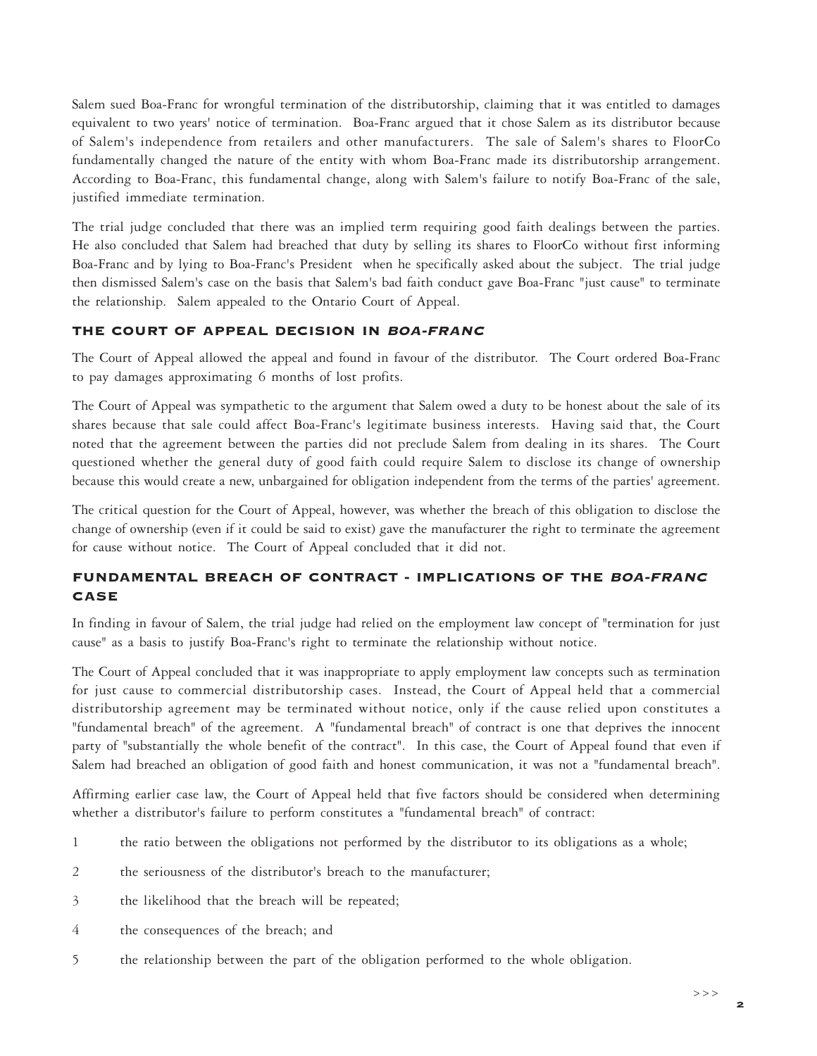Salem sued Boa-Franc for wrongful termination of the distributorship, claiming that it was entitled to damages equivalent to two years' notice of termination. Boa-Franc argued that it chose Salem as its distributor because of Salem's independence from retailers and other manufacturers. The sale of Salem's shares to FloorCo fundamentally changed the nature of the entity with whom Boa-Franc made its distributorship arrangement. According to Boa-Franc, this fundamental change, along with Salem's failure to notify Boa-Franc of the sale, justified immediate termination.

The trial judge concluded that there was an implied term requiring good faith dealings between the parties. He also concluded that Salem had breached that duty by selling its shares to FloorCo without first informing Boa-Franc and by lying to Boa-Franc's President when he specifically asked about the subject. The trial judge then dismissed Salem's case on the basis that Salem's bad faith conduct gave Boa-Franc "just cause" to terminate the relationship. Salem appealed to the Ontario Court of Appeal.

### THE COURT OF APPEAL DECISION IN *BOA-FRANC*

The Court of Appeal allowed the appeal and found in favour of the distributor. The Court ordered Boa-Franc to pay damages approximating 6 months of lost profits.

The Court of Appeal was sympathetic to the argument that Salem owed a duty to be honest about the sale of its shares because that sale could affect Boa-Franc's legitimate business interests. Having said that, the Court noted that the agreement between the parties did not preclude Salem from dealing in its shares. The Court questioned whether the general duty of good faith could require Salem to disclose its change of ownership because this would create a new, unbargained for obligation independent from the terms of the parties' agreement.

The critical question for the Court of Appeal, however, was whether the breach of this obligation to disclose the change of ownership (even if it could be said to exist) gave the manufacturer the right to terminate the agreement for cause without notice. The Court of Appeal concluded that it did not.

### FUNDAMENTAL BREACH OF CONTRACT - IMPLICATIONS OF THE *BOA-FRANC* CASE

In finding in favour of Salem, the trial judge had relied on the employment law concept of "termination for just cause" as a basis to justify Boa-Franc's right to terminate the relationship without notice.

The Court of Appeal concluded that it was inappropriate to apply employment law concepts such as termination for just cause to commercial distributorship cases. Instead, the Court of Appeal held that a commercial distributorship agreement may be terminated without notice, only if the cause relied upon constitutes a "fundamental breach" of the agreement. A "fundamental breach" of contract is one that deprives the innocent party of "substantially the whole benefit of the contract". In this case, the Court of Appeal found that even if Salem had breached an obligation of good faith and honest communication, it was not a "fundamental breach".

Affirming earlier case law, the Court of Appeal held that five factors should be considered when determining whether a distributor's failure to perform constitutes a "fundamental breach" of contract:

1. the ratio between the obligations not performed by the distributor to its obligations as a whole;
2. the seriousness of the distributor's breach to the manufacturer;
3. the likelihood that the breach will be repeated;
4. the consequences of the breach; and
5. the relationship between the part of the obligation performed to the whole obligation.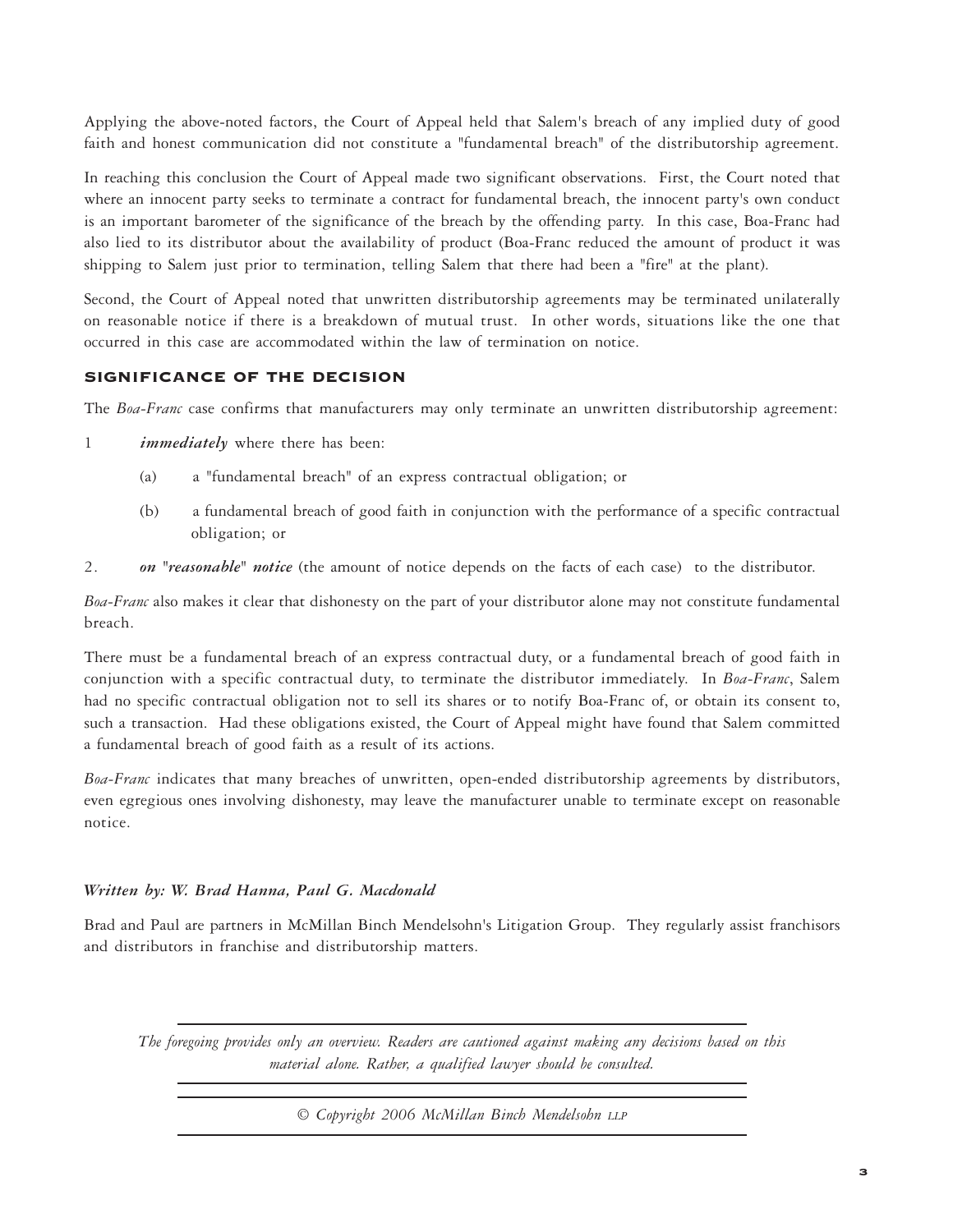Applying the above-noted factors, the Court of Appeal held that Salem's breach of any implied duty of good faith and honest communication did not constitute a "fundamental breach" of the distributorship agreement.

In reaching this conclusion the Court of Appeal made two significant observations. First, the Court noted that where an innocent party seeks to terminate a contract for fundamental breach, the innocent party's own conduct is an important barometer of the significance of the breach by the offending party. In this case, Boa-Franc had also lied to its distributor about the availability of product (Boa-Franc reduced the amount of product it was shipping to Salem just prior to termination, telling Salem that there had been a "fire" at the plant).

Second, the Court of Appeal noted that unwritten distributorship agreements may be terminated unilaterally on reasonable notice if there is a breakdown of mutual trust. In other words, situations like the one that occurred in this case are accommodated within the law of termination on notice.

## SIGNIFICANCE OF THE DECISION

The *Boa-Franc* case confirms that manufacturers may only terminate an unwritten distributorship agreement:

1 ***immediately*** where there has been:

   (a) a "fundamental breach" of an express contractual obligation; or

   (b) a fundamental breach of good faith in conjunction with the performance of a specific contractual obligation; or

2. ***on "reasonable" notice*** (the amount of notice depends on the facts of each case) to the distributor.

*Boa-Franc* also makes it clear that dishonesty on the part of your distributor alone may not constitute fundamental breach.

There must be a fundamental breach of an express contractual duty, or a fundamental breach of good faith in conjunction with a specific contractual duty, to terminate the distributor immediately. In *Boa-Franc*, Salem had no specific contractual obligation not to sell its shares or to notify Boa-Franc of, or obtain its consent to, such a transaction. Had these obligations existed, the Court of Appeal might have found that Salem committed a fundamental breach of good faith as a result of its actions.

*Boa-Franc* indicates that many breaches of unwritten, open-ended distributorship agreements by distributors, even egregious ones involving dishonesty, may leave the manufacturer unable to terminate except on reasonable notice.

***Written by: W. Brad Hanna, Paul G. Macdonald***

Brad and Paul are partners in McMillan Binch Mendelsohn's Litigation Group. They regularly assist franchisors and distributors in franchise and distributorship matters.

*The foregoing provides only an overview. Readers are cautioned against making any decisions based on this material alone. Rather, a qualified lawyer should be consulted.*

*© Copyright 2006 McMillan Binch Mendelsohn LLP*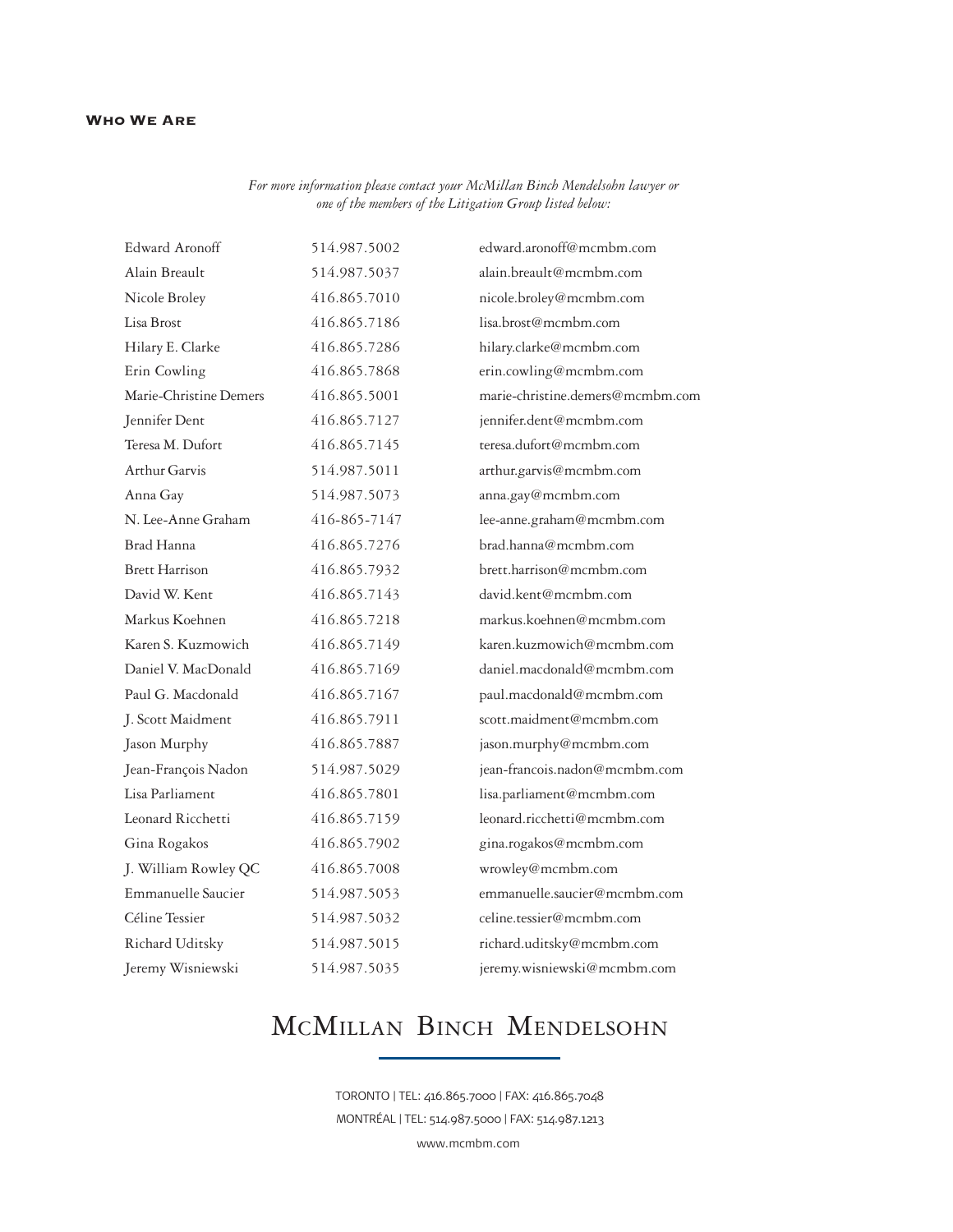## Who We Are

*For more information please contact your McMillan Binch Mendelsohn lawyer or one of the members of the Litigation Group listed below:*

| | | |
|---|---|---|
| Edward Aronoff | 514.987.5002 | edward.aronoff@mcmbm.com |
| Alain Breault | 514.987.5037 | alain.breault@mcmbm.com |
| Nicole Broley | 416.865.7010 | nicole.broley@mcmbm.com |
| Lisa Brost | 416.865.7186 | lisa.brost@mcmbm.com |
| Hilary E. Clarke | 416.865.7286 | hilary.clarke@mcmbm.com |
| Erin Cowling | 416.865.7868 | erin.cowling@mcmbm.com |
| Marie-Christine Demers | 416.865.5001 | marie-christine.demers@mcmbm.com |
| Jennifer Dent | 416.865.7127 | jennifer.dent@mcmbm.com |
| Teresa M. Dufort | 416.865.7145 | teresa.dufort@mcmbm.com |
| Arthur Garvis | 514.987.5011 | arthur.garvis@mcmbm.com |
| Anna Gay | 514.987.5073 | anna.gay@mcmbm.com |
| N. Lee-Anne Graham | 416-865-7147 | lee-anne.graham@mcmbm.com |
| Brad Hanna | 416.865.7276 | brad.hanna@mcmbm.com |
| Brett Harrison | 416.865.7932 | brett.harrison@mcmbm.com |
| David W. Kent | 416.865.7143 | david.kent@mcmbm.com |
| Markus Koehnen | 416.865.7218 | markus.koehnen@mcmbm.com |
| Karen S. Kuzmowich | 416.865.7149 | karen.kuzmowich@mcmbm.com |
| Daniel V. MacDonald | 416.865.7169 | daniel.macdonald@mcmbm.com |
| Paul G. Macdonald | 416.865.7167 | paul.macdonald@mcmbm.com |
| J. Scott Maidment | 416.865.7911 | scott.maidment@mcmbm.com |
| Jason Murphy | 416.865.7887 | jason.murphy@mcmbm.com |
| Jean-François Nadon | 514.987.5029 | jean-francois.nadon@mcmbm.com |
| Lisa Parliament | 416.865.7801 | lisa.parliament@mcmbm.com |
| Leonard Ricchetti | 416.865.7159 | leonard.ricchetti@mcmbm.com |
| Gina Rogakos | 416.865.7902 | gina.rogakos@mcmbm.com |
| J. William Rowley QC | 416.865.7008 | wrowley@mcmbm.com |
| Emmanuelle Saucier | 514.987.5053 | emmanuelle.saucier@mcmbm.com |
| Céline Tessier | 514.987.5032 | celine.tessier@mcmbm.com |
| Richard Uditsky | 514.987.5015 | richard.uditsky@mcmbm.com |
| Jeremy Wisniewski | 514.987.5035 | jeremy.wisniewski@mcmbm.com |

# McMillan Binch Mendelsohn

TORONTO | TEL: 416.865.7000 | FAX: 416.865.7048

MONTRÉAL | TEL: 514.987.5000 | FAX: 514.987.1213

www.mcmbm.com